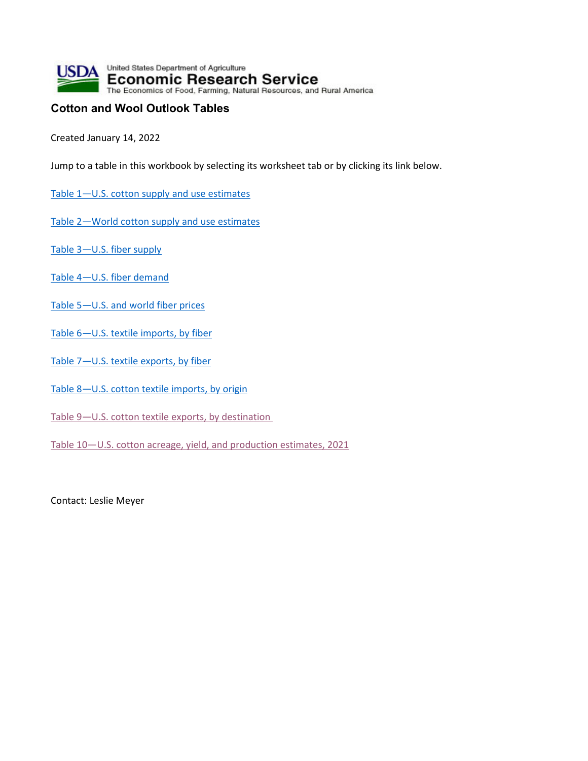United States Department of Agriculture
Economic Research Service
The Economics of Food, Farming, Natural Resources, and Rural America

# Cotton and Wool Outlook Tables

Created January 14, 2022

Jump to a table in this workbook by selecting its worksheet tab or by clicking its link below.

Table 1—U.S. cotton supply and use estimates

Table 2—World cotton supply and use estimates

Table 3—U.S. fiber supply

Table 4—U.S. fiber demand

Table 5—U.S. and world fiber prices

Table 6—U.S. textile imports, by fiber

Table 7—U.S. textile exports, by fiber

Table 8—U.S. cotton textile imports, by origin

Table 9—U.S. cotton textile exports, by destination

Table 10—U.S. cotton acreage, yield, and production estimates, 2021

Contact: Leslie Meyer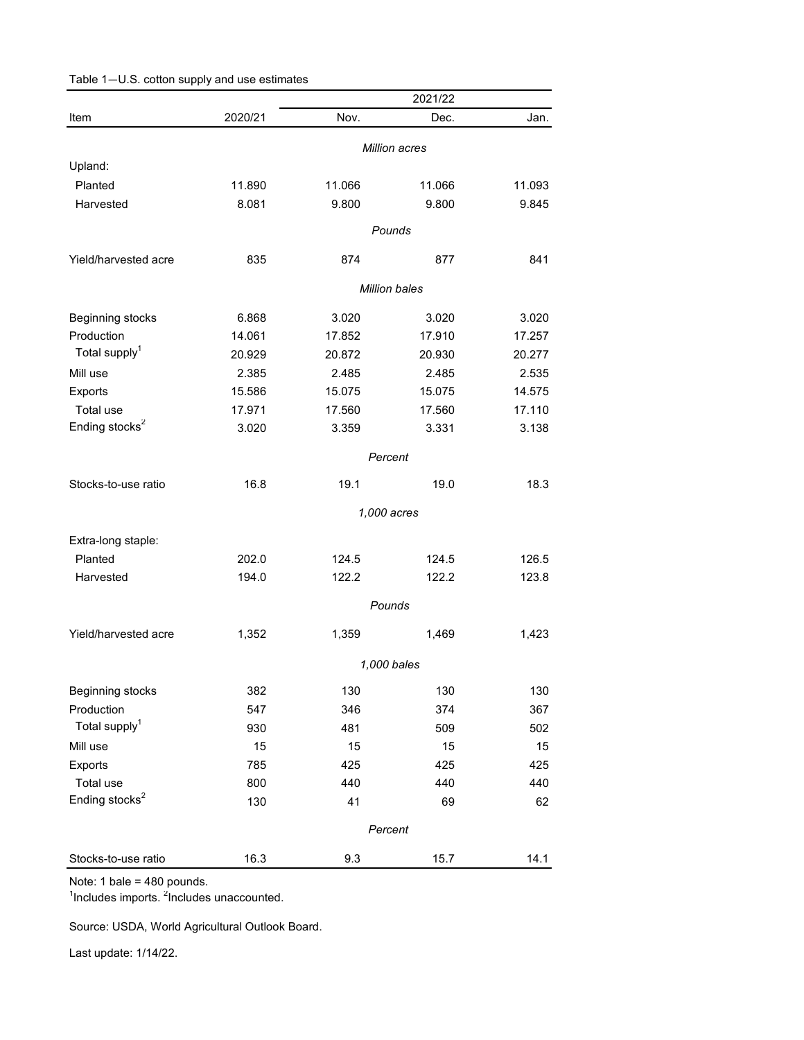Table 1—U.S. cotton supply and use estimates

| Item | 2020/21 | 2021/22 Nov. | 2021/22 Dec. | 2021/22 Jan. |
|---|---|---|---|---|
| | | *Million acres* | | |
| Upland: | | | | |
| Planted | 11.890 | 11.066 | 11.066 | 11.093 |
| Harvested | 8.081 | 9.800 | 9.800 | 9.845 |
| | | *Pounds* | | |
| Yield/harvested acre | 835 | 874 | 877 | 841 |
| | | *Million bales* | | |
| Beginning stocks | 6.868 | 3.020 | 3.020 | 3.020 |
| Production | 14.061 | 17.852 | 17.910 | 17.257 |
| Total supply[1] | 20.929 | 20.872 | 20.930 | 20.277 |
| Mill use | 2.385 | 2.485 | 2.485 | 2.535 |
| Exports | 15.586 | 15.075 | 15.075 | 14.575 |
| Total use | 17.971 | 17.560 | 17.560 | 17.110 |
| Ending stocks[2] | 3.020 | 3.359 | 3.331 | 3.138 |
| | | *Percent* | | |
| Stocks-to-use ratio | 16.8 | 19.1 | 19.0 | 18.3 |
| | | *1,000 acres* | | |
| Extra-long staple: | | | | |
| Planted | 202.0 | 124.5 | 124.5 | 126.5 |
| Harvested | 194.0 | 122.2 | 122.2 | 123.8 |
| | | *Pounds* | | |
| Yield/harvested acre | 1,352 | 1,359 | 1,469 | 1,423 |
| | | *1,000 bales* | | |
| Beginning stocks | 382 | 130 | 130 | 130 |
| Production | 547 | 346 | 374 | 367 |
| Total supply[1] | 930 | 481 | 509 | 502 |
| Mill use | 15 | 15 | 15 | 15 |
| Exports | 785 | 425 | 425 | 425 |
| Total use | 800 | 440 | 440 | 440 |
| Ending stocks[2] | 130 | 41 | 69 | 62 |
| | | *Percent* | | |
| Stocks-to-use ratio | 16.3 | 9.3 | 15.7 | 14.1 |

Note: 1 bale = 480 pounds.
[1]Includes imports. [2]Includes unaccounted.

Source: USDA, World Agricultural Outlook Board.

Last update: 1/14/22.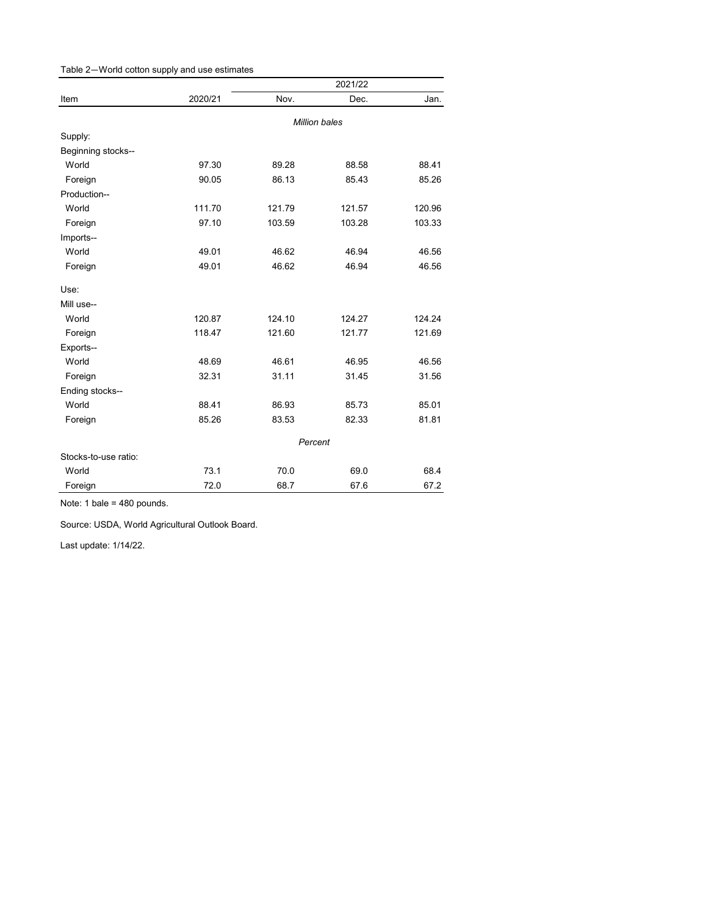Table 2—World cotton supply and use estimates

| Item | 2020/21 | 2021/22 | | |
|---|---|---|---|---|
| | | Nov. | Dec. | Jan. |
| | *Million bales* | | | |
| Supply: | | | | |
| Beginning stocks-- | | | | |
| World | 97.30 | 89.28 | 88.58 | 88.41 |
| Foreign | 90.05 | 86.13 | 85.43 | 85.26 |
| Production-- | | | | |
| World | 111.70 | 121.79 | 121.57 | 120.96 |
| Foreign | 97.10 | 103.59 | 103.28 | 103.33 |
| Imports-- | | | | |
| World | 49.01 | 46.62 | 46.94 | 46.56 |
| Foreign | 49.01 | 46.62 | 46.94 | 46.56 |
| Use: | | | | |
| Mill use-- | | | | |
| World | 120.87 | 124.10 | 124.27 | 124.24 |
| Foreign | 118.47 | 121.60 | 121.77 | 121.69 |
| Exports-- | | | | |
| World | 48.69 | 46.61 | 46.95 | 46.56 |
| Foreign | 32.31 | 31.11 | 31.45 | 31.56 |
| Ending stocks-- | | | | |
| World | 88.41 | 86.93 | 85.73 | 85.01 |
| Foreign | 85.26 | 83.53 | 82.33 | 81.81 |
| | *Percent* | | | |
| Stocks-to-use ratio: | | | | |
| World | 73.1 | 70.0 | 69.0 | 68.4 |
| Foreign | 72.0 | 68.7 | 67.6 | 67.2 |

Note: 1 bale = 480 pounds.

Source: USDA, World Agricultural Outlook Board.

Last update: 1/14/22.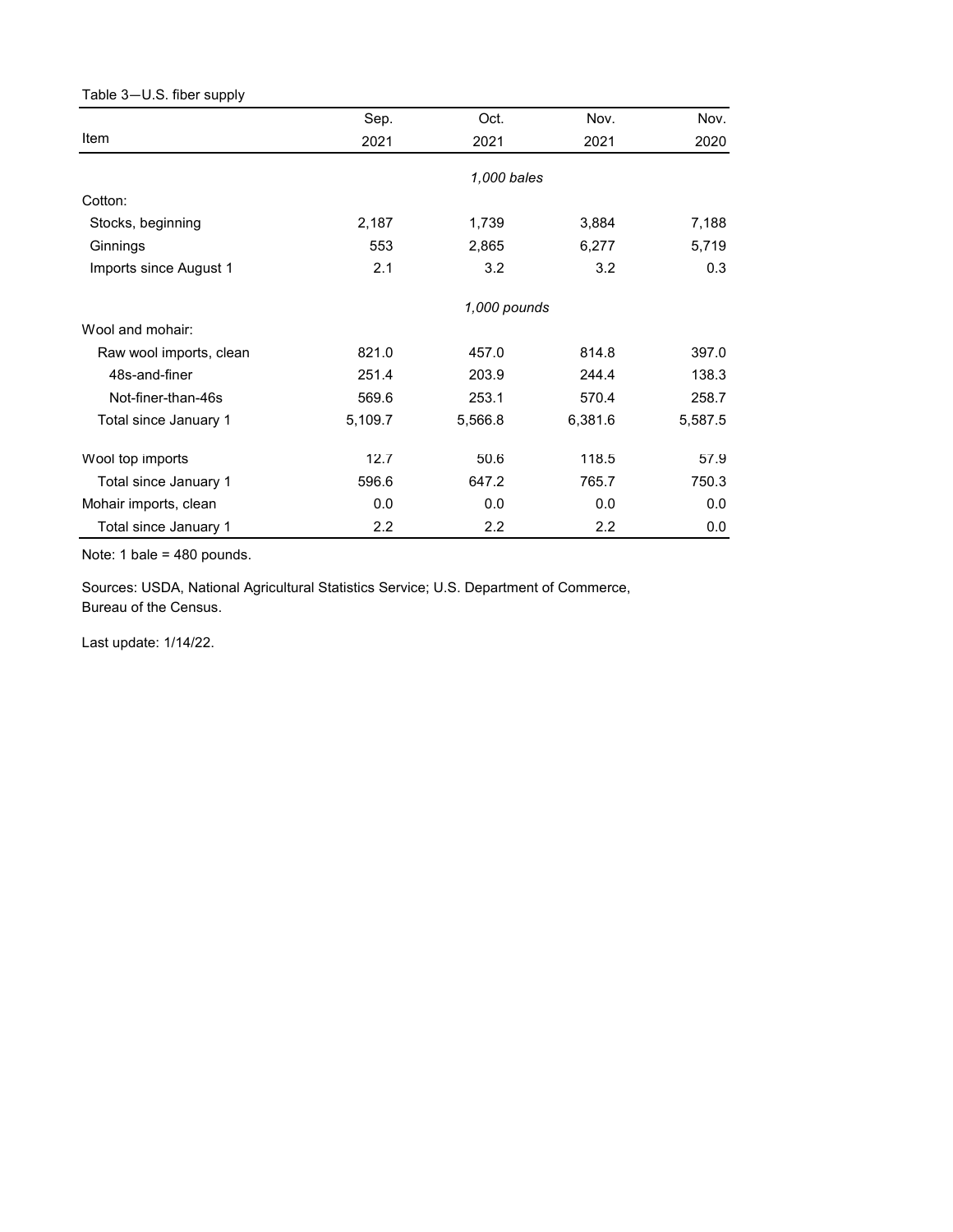Table 3—U.S. fiber supply

| Item | Sep. 2021 | Oct. 2021 | Nov. 2021 | Nov. 2020 |
|---|---|---|---|---|
| | | *1,000 bales* | | |
| Cotton: | | | | |
| Stocks, beginning | 2,187 | 1,739 | 3,884 | 7,188 |
| Ginnings | 553 | 2,865 | 6,277 | 5,719 |
| Imports since August 1 | 2.1 | 3.2 | 3.2 | 0.3 |
| | | *1,000 pounds* | | |
| Wool and mohair: | | | | |
| Raw wool imports, clean | 821.0 | 457.0 | 814.8 | 397.0 |
| 48s-and-finer | 251.4 | 203.9 | 244.4 | 138.3 |
| Not-finer-than-46s | 569.6 | 253.1 | 570.4 | 258.7 |
| Total since January 1 | 5,109.7 | 5,566.8 | 6,381.6 | 5,587.5 |
| Wool top imports | 12.7 | 50.6 | 118.5 | 57.9 |
| Total since January 1 | 596.6 | 647.2 | 765.7 | 750.3 |
| Mohair imports, clean | 0.0 | 0.0 | 0.0 | 0.0 |
| Total since January 1 | 2.2 | 2.2 | 2.2 | 0.0 |

Note: 1 bale = 480 pounds.

Sources: USDA, National Agricultural Statistics Service; U.S. Department of Commerce, Bureau of the Census.

Last update: 1/14/22.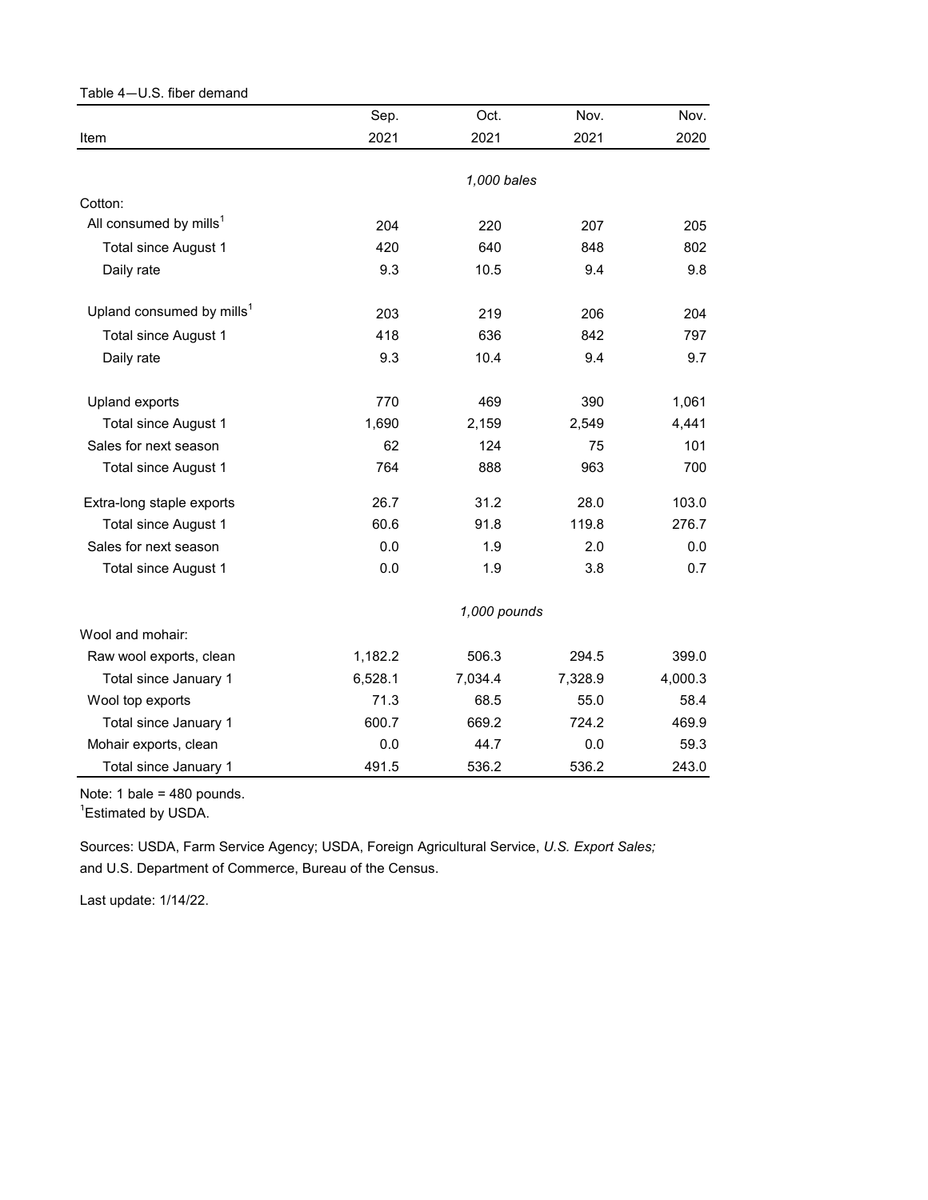Table 4—U.S. fiber demand

| Item | Sep. 2021 | Oct. 2021 | Nov. 2021 | Nov. 2020 |
|---|---|---|---|---|
| | | *1,000 bales* | | |
| Cotton: | | | | |
| All consumed by mills[1] | 204 | 220 | 207 | 205 |
| Total since August 1 | 420 | 640 | 848 | 802 |
| Daily rate | 9.3 | 10.5 | 9.4 | 9.8 |
| Upland consumed by mills[1] | 203 | 219 | 206 | 204 |
| Total since August 1 | 418 | 636 | 842 | 797 |
| Daily rate | 9.3 | 10.4 | 9.4 | 9.7 |
| Upland exports | 770 | 469 | 390 | 1,061 |
| Total since August 1 | 1,690 | 2,159 | 2,549 | 4,441 |
| Sales for next season | 62 | 124 | 75 | 101 |
| Total since August 1 | 764 | 888 | 963 | 700 |
| Extra-long staple exports | 26.7 | 31.2 | 28.0 | 103.0 |
| Total since August 1 | 60.6 | 91.8 | 119.8 | 276.7 |
| Sales for next season | 0.0 | 1.9 | 2.0 | 0.0 |
| Total since August 1 | 0.0 | 1.9 | 3.8 | 0.7 |
| | | *1,000 pounds* | | |
| Wool and mohair: | | | | |
| Raw wool exports, clean | 1,182.2 | 506.3 | 294.5 | 399.0 |
| Total since January 1 | 6,528.1 | 7,034.4 | 7,328.9 | 4,000.3 |
| Wool top exports | 71.3 | 68.5 | 55.0 | 58.4 |
| Total since January 1 | 600.7 | 669.2 | 724.2 | 469.9 |
| Mohair exports, clean | 0.0 | 44.7 | 0.0 | 59.3 |
| Total since January 1 | 491.5 | 536.2 | 536.2 | 243.0 |

Note: 1 bale = 480 pounds.
[1]Estimated by USDA.

Sources: USDA, Farm Service Agency; USDA, Foreign Agricultural Service, *U.S. Export Sales;* and U.S. Department of Commerce, Bureau of the Census.

Last update: 1/14/22.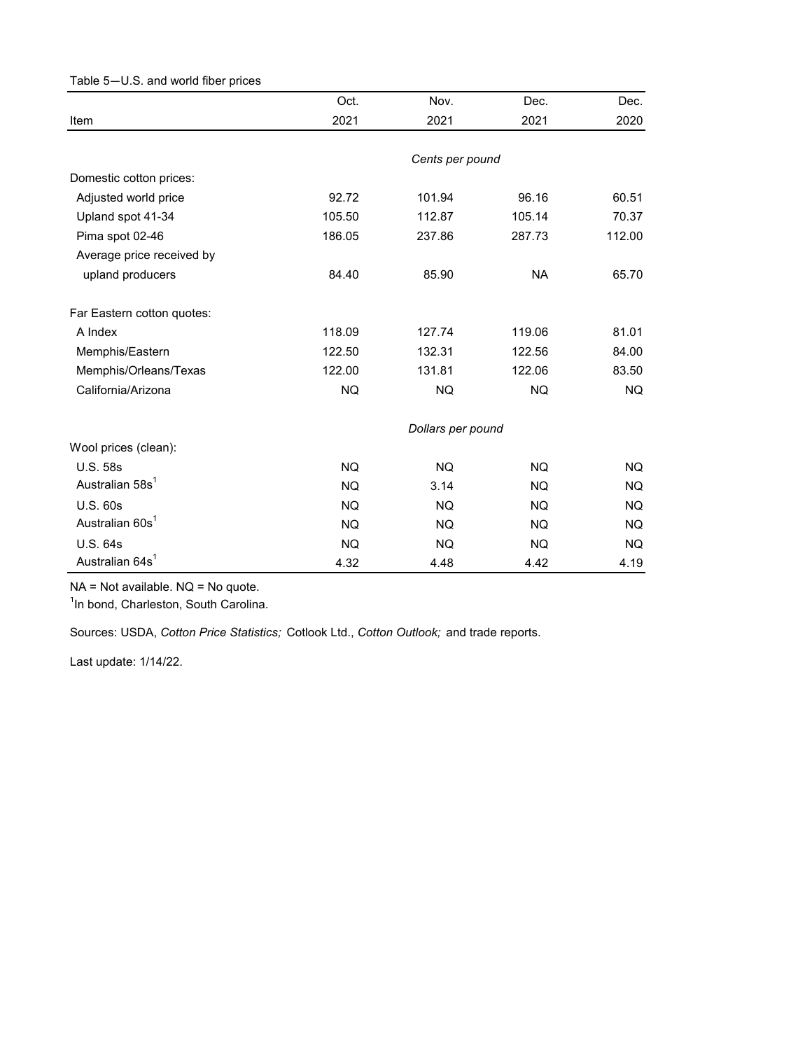Table 5—U.S. and world fiber prices

| Item | Oct. 2021 | Nov. 2021 | Dec. 2021 | Dec. 2020 |
|---|---|---|---|---|
| | *Cents per pound* | | | |
| Domestic cotton prices: | | | | |
| Adjusted world price | 92.72 | 101.94 | 96.16 | 60.51 |
| Upland spot 41-34 | 105.50 | 112.87 | 105.14 | 70.37 |
| Pima spot 02-46 | 186.05 | 237.86 | 287.73 | 112.00 |
| Average price received by upland producers | 84.40 | 85.90 | NA | 65.70 |
| Far Eastern cotton quotes: | | | | |
| A Index | 118.09 | 127.74 | 119.06 | 81.01 |
| Memphis/Eastern | 122.50 | 132.31 | 122.56 | 84.00 |
| Memphis/Orleans/Texas | 122.00 | 131.81 | 122.06 | 83.50 |
| California/Arizona | NQ | NQ | NQ | NQ |
| | *Dollars per pound* | | | |
| Wool prices (clean): | | | | |
| U.S. 58s | NQ | NQ | NQ | NQ |
| Australian 58s[1] | NQ | 3.14 | NQ | NQ |
| U.S. 60s | NQ | NQ | NQ | NQ |
| Australian 60s[1] | NQ | NQ | NQ | NQ |
| U.S. 64s | NQ | NQ | NQ | NQ |
| Australian 64s[1] | 4.32 | 4.48 | 4.42 | 4.19 |

NA = Not available. NQ = No quote.

[1]In bond, Charleston, South Carolina.

Sources: USDA, *Cotton Price Statistics;* Cotlook Ltd., *Cotton Outlook;* and trade reports.

Last update: 1/14/22.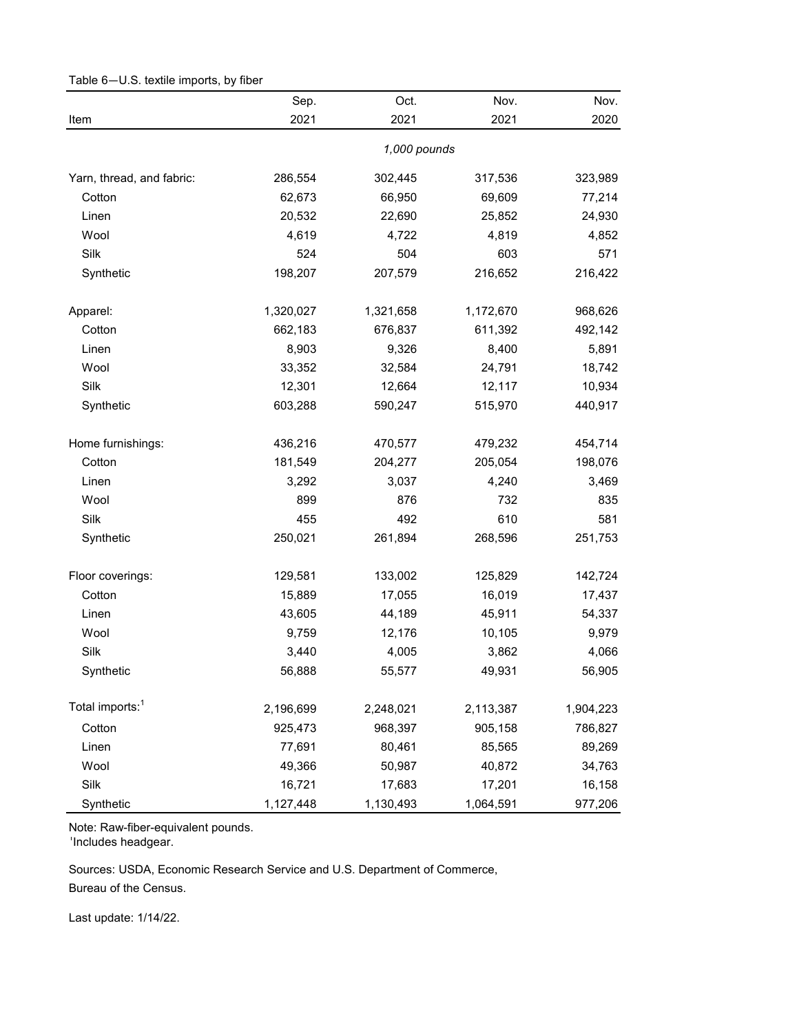Table 6—U.S. textile imports, by fiber

| Item | Sep. 2021 | Oct. 2021 | Nov. 2021 | Nov. 2020 |
|---|---|---|---|---|
| | *1,000 pounds* | | | |
| Yarn, thread, and fabric: | 286,554 | 302,445 | 317,536 | 323,989 |
| Cotton | 62,673 | 66,950 | 69,609 | 77,214 |
| Linen | 20,532 | 22,690 | 25,852 | 24,930 |
| Wool | 4,619 | 4,722 | 4,819 | 4,852 |
| Silk | 524 | 504 | 603 | 571 |
| Synthetic | 198,207 | 207,579 | 216,652 | 216,422 |
| Apparel: | 1,320,027 | 1,321,658 | 1,172,670 | 968,626 |
| Cotton | 662,183 | 676,837 | 611,392 | 492,142 |
| Linen | 8,903 | 9,326 | 8,400 | 5,891 |
| Wool | 33,352 | 32,584 | 24,791 | 18,742 |
| Silk | 12,301 | 12,664 | 12,117 | 10,934 |
| Synthetic | 603,288 | 590,247 | 515,970 | 440,917 |
| Home furnishings: | 436,216 | 470,577 | 479,232 | 454,714 |
| Cotton | 181,549 | 204,277 | 205,054 | 198,076 |
| Linen | 3,292 | 3,037 | 4,240 | 3,469 |
| Wool | 899 | 876 | 732 | 835 |
| Silk | 455 | 492 | 610 | 581 |
| Synthetic | 250,021 | 261,894 | 268,596 | 251,753 |
| Floor coverings: | 129,581 | 133,002 | 125,829 | 142,724 |
| Cotton | 15,889 | 17,055 | 16,019 | 17,437 |
| Linen | 43,605 | 44,189 | 45,911 | 54,337 |
| Wool | 9,759 | 12,176 | 10,105 | 9,979 |
| Silk | 3,440 | 4,005 | 3,862 | 4,066 |
| Synthetic | 56,888 | 55,577 | 49,931 | 56,905 |
| Total imports:[1] | 2,196,699 | 2,248,021 | 2,113,387 | 1,904,223 |
| Cotton | 925,473 | 968,397 | 905,158 | 786,827 |
| Linen | 77,691 | 80,461 | 85,565 | 89,269 |
| Wool | 49,366 | 50,987 | 40,872 | 34,763 |
| Silk | 16,721 | 17,683 | 17,201 | 16,158 |
| Synthetic | 1,127,448 | 1,130,493 | 1,064,591 | 977,206 |

Note: Raw-fiber-equivalent pounds.
[1]Includes headgear.

Sources: USDA, Economic Research Service and U.S. Department of Commerce, Bureau of the Census.

Last update: 1/14/22.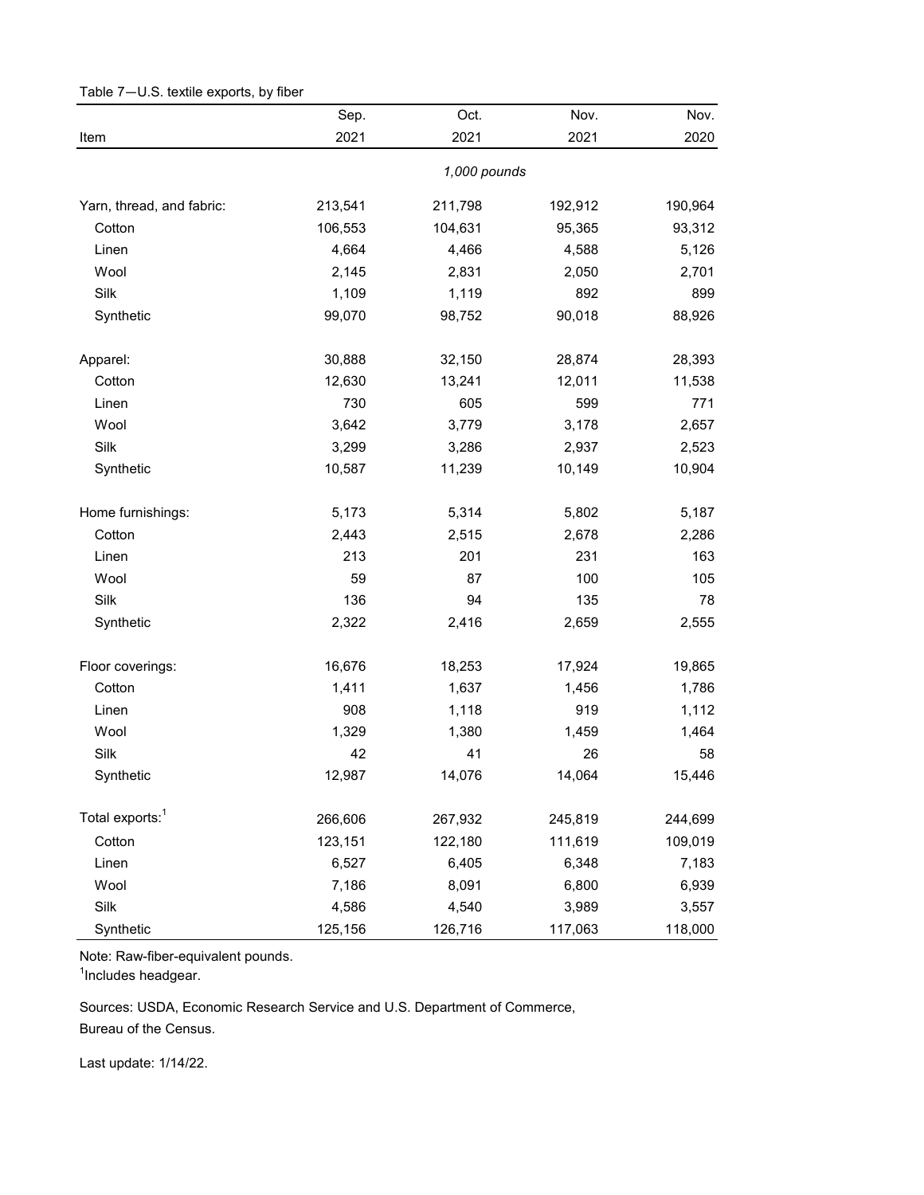Table 7—U.S. textile exports, by fiber

| Item | Sep. 2021 | Oct. 2021 | Nov. 2021 | Nov. 2020 |
|---|---|---|---|---|
| | | *1,000 pounds* | | |
| Yarn, thread, and fabric: | 213,541 | 211,798 | 192,912 | 190,964 |
| Cotton | 106,553 | 104,631 | 95,365 | 93,312 |
| Linen | 4,664 | 4,466 | 4,588 | 5,126 |
| Wool | 2,145 | 2,831 | 2,050 | 2,701 |
| Silk | 1,109 | 1,119 | 892 | 899 |
| Synthetic | 99,070 | 98,752 | 90,018 | 88,926 |
| Apparel: | 30,888 | 32,150 | 28,874 | 28,393 |
| Cotton | 12,630 | 13,241 | 12,011 | 11,538 |
| Linen | 730 | 605 | 599 | 771 |
| Wool | 3,642 | 3,779 | 3,178 | 2,657 |
| Silk | 3,299 | 3,286 | 2,937 | 2,523 |
| Synthetic | 10,587 | 11,239 | 10,149 | 10,904 |
| Home furnishings: | 5,173 | 5,314 | 5,802 | 5,187 |
| Cotton | 2,443 | 2,515 | 2,678 | 2,286 |
| Linen | 213 | 201 | 231 | 163 |
| Wool | 59 | 87 | 100 | 105 |
| Silk | 136 | 94 | 135 | 78 |
| Synthetic | 2,322 | 2,416 | 2,659 | 2,555 |
| Floor coverings: | 16,676 | 18,253 | 17,924 | 19,865 |
| Cotton | 1,411 | 1,637 | 1,456 | 1,786 |
| Linen | 908 | 1,118 | 919 | 1,112 |
| Wool | 1,329 | 1,380 | 1,459 | 1,464 |
| Silk | 42 | 41 | 26 | 58 |
| Synthetic | 12,987 | 14,076 | 14,064 | 15,446 |
| Total exports:[1] | 266,606 | 267,932 | 245,819 | 244,699 |
| Cotton | 123,151 | 122,180 | 111,619 | 109,019 |
| Linen | 6,527 | 6,405 | 6,348 | 7,183 |
| Wool | 7,186 | 8,091 | 6,800 | 6,939 |
| Silk | 4,586 | 4,540 | 3,989 | 3,557 |
| Synthetic | 125,156 | 126,716 | 117,063 | 118,000 |

Note: Raw-fiber-equivalent pounds.
[1]Includes headgear.

Sources: USDA, Economic Research Service and U.S. Department of Commerce, Bureau of the Census.

Last update: 1/14/22.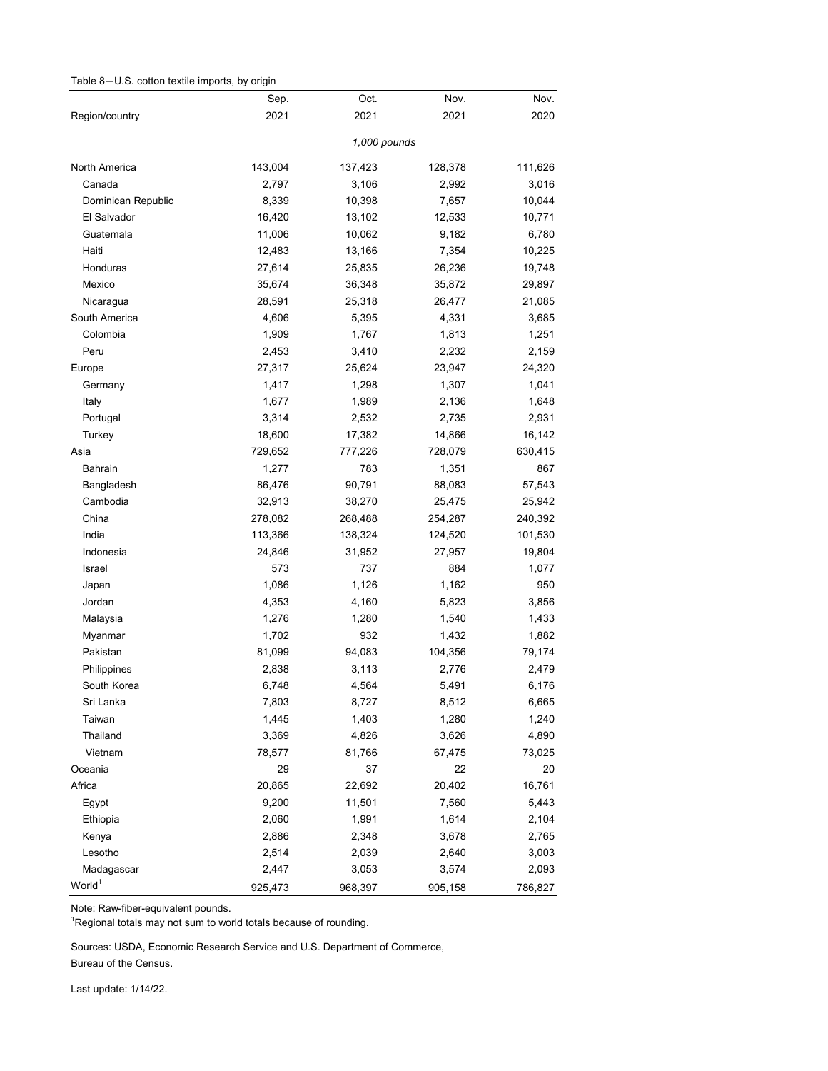Table 8—U.S. cotton textile imports, by origin

| Region/country | Sep. 2021 | Oct. 2021 | Nov. 2021 | Nov. 2020 |
|---|---|---|---|---|
| | | *1,000 pounds* | | |
| North America | 143,004 | 137,423 | 128,378 | 111,626 |
| Canada | 2,797 | 3,106 | 2,992 | 3,016 |
| Dominican Republic | 8,339 | 10,398 | 7,657 | 10,044 |
| El Salvador | 16,420 | 13,102 | 12,533 | 10,771 |
| Guatemala | 11,006 | 10,062 | 9,182 | 6,780 |
| Haiti | 12,483 | 13,166 | 7,354 | 10,225 |
| Honduras | 27,614 | 25,835 | 26,236 | 19,748 |
| Mexico | 35,674 | 36,348 | 35,872 | 29,897 |
| Nicaragua | 28,591 | 25,318 | 26,477 | 21,085 |
| South America | 4,606 | 5,395 | 4,331 | 3,685 |
| Colombia | 1,909 | 1,767 | 1,813 | 1,251 |
| Peru | 2,453 | 3,410 | 2,232 | 2,159 |
| Europe | 27,317 | 25,624 | 23,947 | 24,320 |
| Germany | 1,417 | 1,298 | 1,307 | 1,041 |
| Italy | 1,677 | 1,989 | 2,136 | 1,648 |
| Portugal | 3,314 | 2,532 | 2,735 | 2,931 |
| Turkey | 18,600 | 17,382 | 14,866 | 16,142 |
| Asia | 729,652 | 777,226 | 728,079 | 630,415 |
| Bahrain | 1,277 | 783 | 1,351 | 867 |
| Bangladesh | 86,476 | 90,791 | 88,083 | 57,543 |
| Cambodia | 32,913 | 38,270 | 25,475 | 25,942 |
| China | 278,082 | 268,488 | 254,287 | 240,392 |
| India | 113,366 | 138,324 | 124,520 | 101,530 |
| Indonesia | 24,846 | 31,952 | 27,957 | 19,804 |
| Israel | 573 | 737 | 884 | 1,077 |
| Japan | 1,086 | 1,126 | 1,162 | 950 |
| Jordan | 4,353 | 4,160 | 5,823 | 3,856 |
| Malaysia | 1,276 | 1,280 | 1,540 | 1,433 |
| Myanmar | 1,702 | 932 | 1,432 | 1,882 |
| Pakistan | 81,099 | 94,083 | 104,356 | 79,174 |
| Philippines | 2,838 | 3,113 | 2,776 | 2,479 |
| South Korea | 6,748 | 4,564 | 5,491 | 6,176 |
| Sri Lanka | 7,803 | 8,727 | 8,512 | 6,665 |
| Taiwan | 1,445 | 1,403 | 1,280 | 1,240 |
| Thailand | 3,369 | 4,826 | 3,626 | 4,890 |
| Vietnam | 78,577 | 81,766 | 67,475 | 73,025 |
| Oceania | 29 | 37 | 22 | 20 |
| Africa | 20,865 | 22,692 | 20,402 | 16,761 |
| Egypt | 9,200 | 11,501 | 7,560 | 5,443 |
| Ethiopia | 2,060 | 1,991 | 1,614 | 2,104 |
| Kenya | 2,886 | 2,348 | 3,678 | 2,765 |
| Lesotho | 2,514 | 2,039 | 2,640 | 3,003 |
| Madagascar | 2,447 | 3,053 | 3,574 | 2,093 |
| World[1] | 925,473 | 968,397 | 905,158 | 786,827 |

Note: Raw-fiber-equivalent pounds.

[1]Regional totals may not sum to world totals because of rounding.

Sources: USDA, Economic Research Service and U.S. Department of Commerce, Bureau of the Census.

Last update: 1/14/22.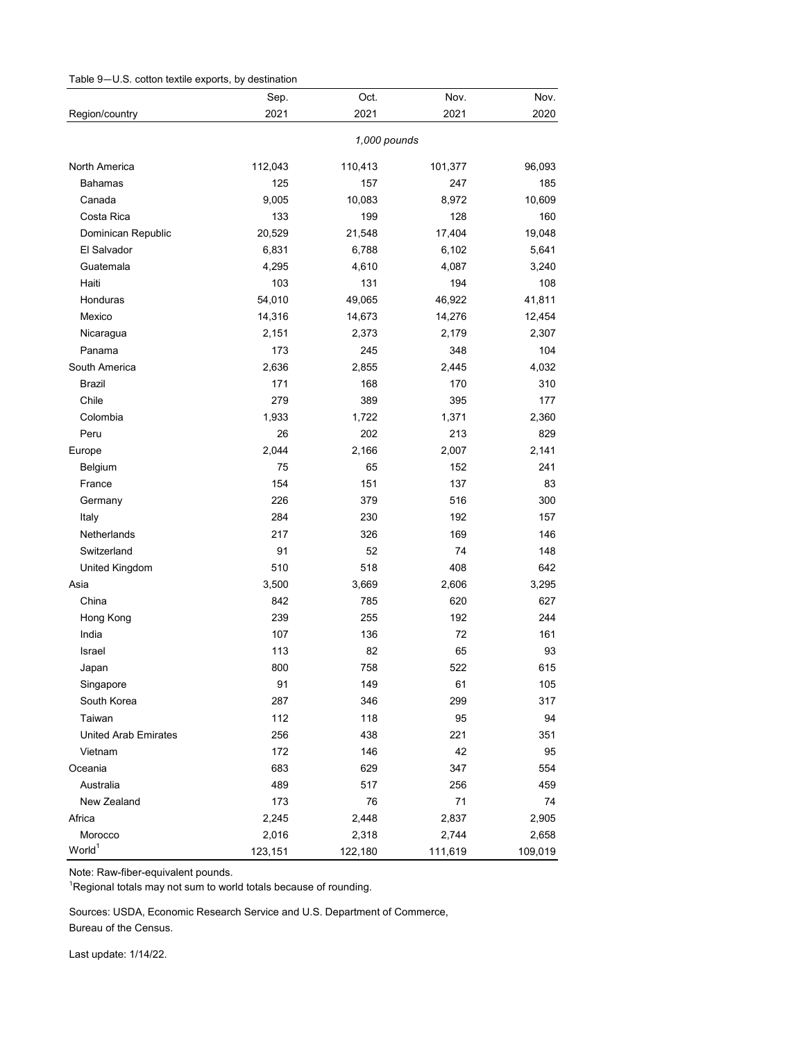Table 9—U.S. cotton textile exports, by destination

| Region/country | Sep. 2021 | Oct. 2021 | Nov. 2021 | Nov. 2020 |
|---|---|---|---|---|
| | *1,000 pounds* | | | |
| North America | 112,043 | 110,413 | 101,377 | 96,093 |
| Bahamas | 125 | 157 | 247 | 185 |
| Canada | 9,005 | 10,083 | 8,972 | 10,609 |
| Costa Rica | 133 | 199 | 128 | 160 |
| Dominican Republic | 20,529 | 21,548 | 17,404 | 19,048 |
| El Salvador | 6,831 | 6,788 | 6,102 | 5,641 |
| Guatemala | 4,295 | 4,610 | 4,087 | 3,240 |
| Haiti | 103 | 131 | 194 | 108 |
| Honduras | 54,010 | 49,065 | 46,922 | 41,811 |
| Mexico | 14,316 | 14,673 | 14,276 | 12,454 |
| Nicaragua | 2,151 | 2,373 | 2,179 | 2,307 |
| Panama | 173 | 245 | 348 | 104 |
| South America | 2,636 | 2,855 | 2,445 | 4,032 |
| Brazil | 171 | 168 | 170 | 310 |
| Chile | 279 | 389 | 395 | 177 |
| Colombia | 1,933 | 1,722 | 1,371 | 2,360 |
| Peru | 26 | 202 | 213 | 829 |
| Europe | 2,044 | 2,166 | 2,007 | 2,141 |
| Belgium | 75 | 65 | 152 | 241 |
| France | 154 | 151 | 137 | 83 |
| Germany | 226 | 379 | 516 | 300 |
| Italy | 284 | 230 | 192 | 157 |
| Netherlands | 217 | 326 | 169 | 146 |
| Switzerland | 91 | 52 | 74 | 148 |
| United Kingdom | 510 | 518 | 408 | 642 |
| Asia | 3,500 | 3,669 | 2,606 | 3,295 |
| China | 842 | 785 | 620 | 627 |
| Hong Kong | 239 | 255 | 192 | 244 |
| India | 107 | 136 | 72 | 161 |
| Israel | 113 | 82 | 65 | 93 |
| Japan | 800 | 758 | 522 | 615 |
| Singapore | 91 | 149 | 61 | 105 |
| South Korea | 287 | 346 | 299 | 317 |
| Taiwan | 112 | 118 | 95 | 94 |
| United Arab Emirates | 256 | 438 | 221 | 351 |
| Vietnam | 172 | 146 | 42 | 95 |
| Oceania | 683 | 629 | 347 | 554 |
| Australia | 489 | 517 | 256 | 459 |
| New Zealand | 173 | 76 | 71 | 74 |
| Africa | 2,245 | 2,448 | 2,837 | 2,905 |
| Morocco | 2,016 | 2,318 | 2,744 | 2,658 |
| World[1] | 123,151 | 122,180 | 111,619 | 109,019 |

Note: Raw-fiber-equivalent pounds.

[1]Regional totals may not sum to world totals because of rounding.

Sources: USDA, Economic Research Service and U.S. Department of Commerce, Bureau of the Census.

Last update: 1/14/22.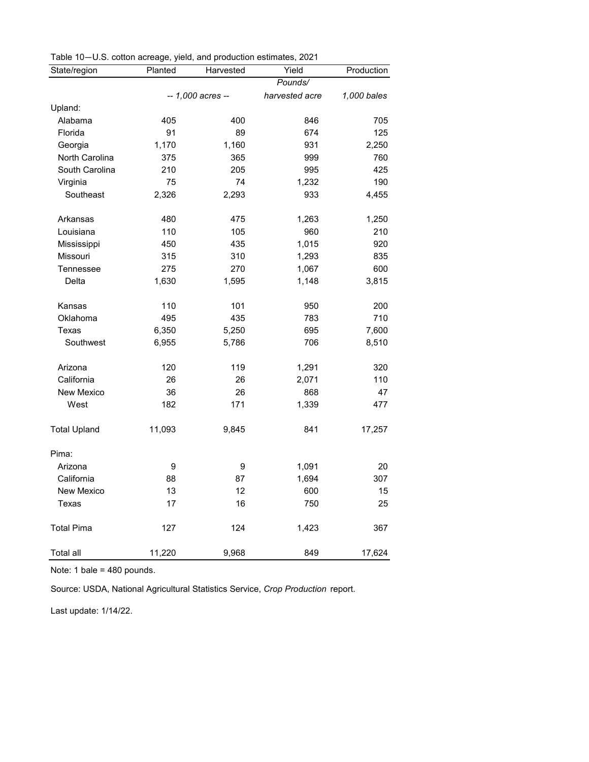Table 10—U.S. cotton acreage, yield, and production estimates, 2021

| State/region | Planted | Harvested | Yield | Production |
|---|---|---|---|---|
| | -- 1,000 acres -- | | Pounds/ harvested acre | 1,000 bales |
| Upland: | | | | |
| Alabama | 405 | 400 | 846 | 705 |
| Florida | 91 | 89 | 674 | 125 |
| Georgia | 1,170 | 1,160 | 931 | 2,250 |
| North Carolina | 375 | 365 | 999 | 760 |
| South Carolina | 210 | 205 | 995 | 425 |
| Virginia | 75 | 74 | 1,232 | 190 |
| Southeast | 2,326 | 2,293 | 933 | 4,455 |
| Arkansas | 480 | 475 | 1,263 | 1,250 |
| Louisiana | 110 | 105 | 960 | 210 |
| Mississippi | 450 | 435 | 1,015 | 920 |
| Missouri | 315 | 310 | 1,293 | 835 |
| Tennessee | 275 | 270 | 1,067 | 600 |
| Delta | 1,630 | 1,595 | 1,148 | 3,815 |
| Kansas | 110 | 101 | 950 | 200 |
| Oklahoma | 495 | 435 | 783 | 710 |
| Texas | 6,350 | 5,250 | 695 | 7,600 |
| Southwest | 6,955 | 5,786 | 706 | 8,510 |
| Arizona | 120 | 119 | 1,291 | 320 |
| California | 26 | 26 | 2,071 | 110 |
| New Mexico | 36 | 26 | 868 | 47 |
| West | 182 | 171 | 1,339 | 477 |
| Total Upland | 11,093 | 9,845 | 841 | 17,257 |
| Pima: | | | | |
| Arizona | 9 | 9 | 1,091 | 20 |
| California | 88 | 87 | 1,694 | 307 |
| New Mexico | 13 | 12 | 600 | 15 |
| Texas | 17 | 16 | 750 | 25 |
| Total Pima | 127 | 124 | 1,423 | 367 |
| Total all | 11,220 | 9,968 | 849 | 17,624 |

Note: 1 bale = 480 pounds.

Source: USDA, National Agricultural Statistics Service, *Crop Production* report.

Last update: 1/14/22.